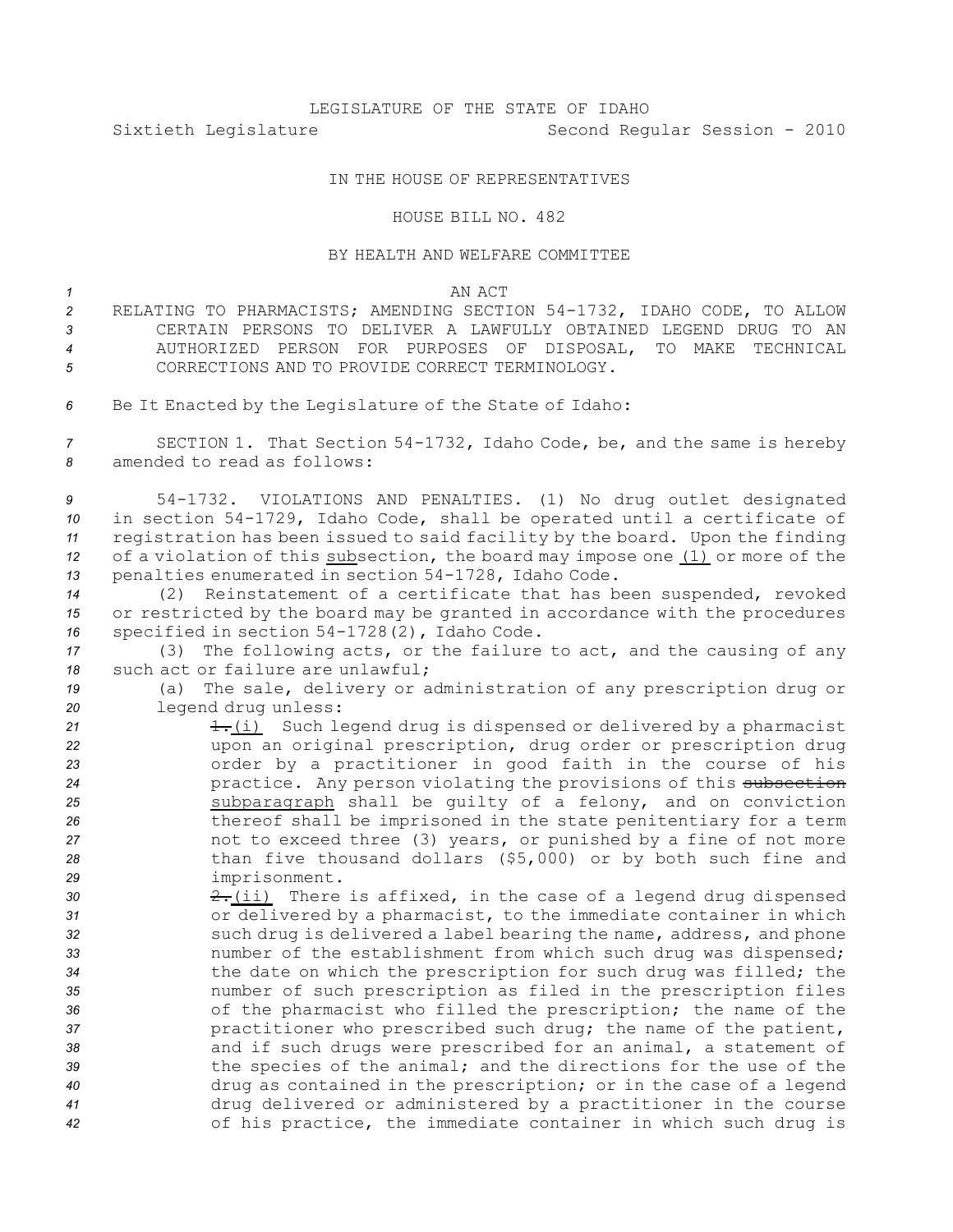LEGISLATURE OF THE STATE OF IDAHO

Sixtieth Legislature Second Regular Session - 2010

IN THE HOUSE OF REPRESENTATIVES

HOUSE BILL NO. 482

BY HEALTH AND WELFARE COMMITTEE

AN ACT

RELATING TO PHARMACISTS; AMENDING SECTION 54-1732, IDAHO CODE, TO ALLOW CERTAIN PERSONS TO DELIVER A LAWFULLY OBTAINED LEGEND DRUG TO AN AUTHORIZED PERSON FOR PURPOSES OF DISPOSAL, TO MAKE TECHNICAL CORRECTIONS AND TO PROVIDE CORRECT TERMINOLOGY.

Be It Enacted by the Legislature of the State of Idaho:

SECTION 1. That Section 54-1732, Idaho Code, be, and the same is hereby amended to read as follows:

54-1732. VIOLATIONS AND PENALTIES. (1) No drug outlet designated in section 54-1729, Idaho Code, shall be operated until a certificate of registration has been issued to said facility by the board. Upon the finding of a violation of this <u>sub</u>section, the board may impose one <u>(1)</u> or more of the penalties enumerated in section 54-1728, Idaho Code.

(2) Reinstatement of a certificate that has been suspended, revoked or restricted by the board may be granted in accordance with the procedures specified in section 54-1728(2), Idaho Code.

(3) The following acts, or the failure to act, and the causing of any such act or failure are unlawful;

(a) The sale, delivery or administration of any prescription drug or legend drug unless:

~~1.~~<u>(i)</u> Such legend drug is dispensed or delivered by a pharmacist upon an original prescription, drug order or prescription drug order by a practitioner in good faith in the course of his practice. Any person violating the provisions of this ~~subsection~~ <u>subparagraph</u> shall be guilty of a felony, and on conviction thereof shall be imprisoned in the state penitentiary for a term not to exceed three (3) years, or punished by a fine of not more than five thousand dollars ($5,000) or by both such fine and imprisonment.

~~2.~~<u>(ii)</u> There is affixed, in the case of a legend drug dispensed or delivered by a pharmacist, to the immediate container in which such drug is delivered a label bearing the name, address, and phone number of the establishment from which such drug was dispensed; the date on which the prescription for such drug was filled; the number of such prescription as filed in the prescription files of the pharmacist who filled the prescription; the name of the practitioner who prescribed such drug; the name of the patient, and if such drugs were prescribed for an animal, a statement of the species of the animal; and the directions for the use of the drug as contained in the prescription; or in the case of a legend drug delivered or administered by a practitioner in the course of his practice, the immediate container in which such drug is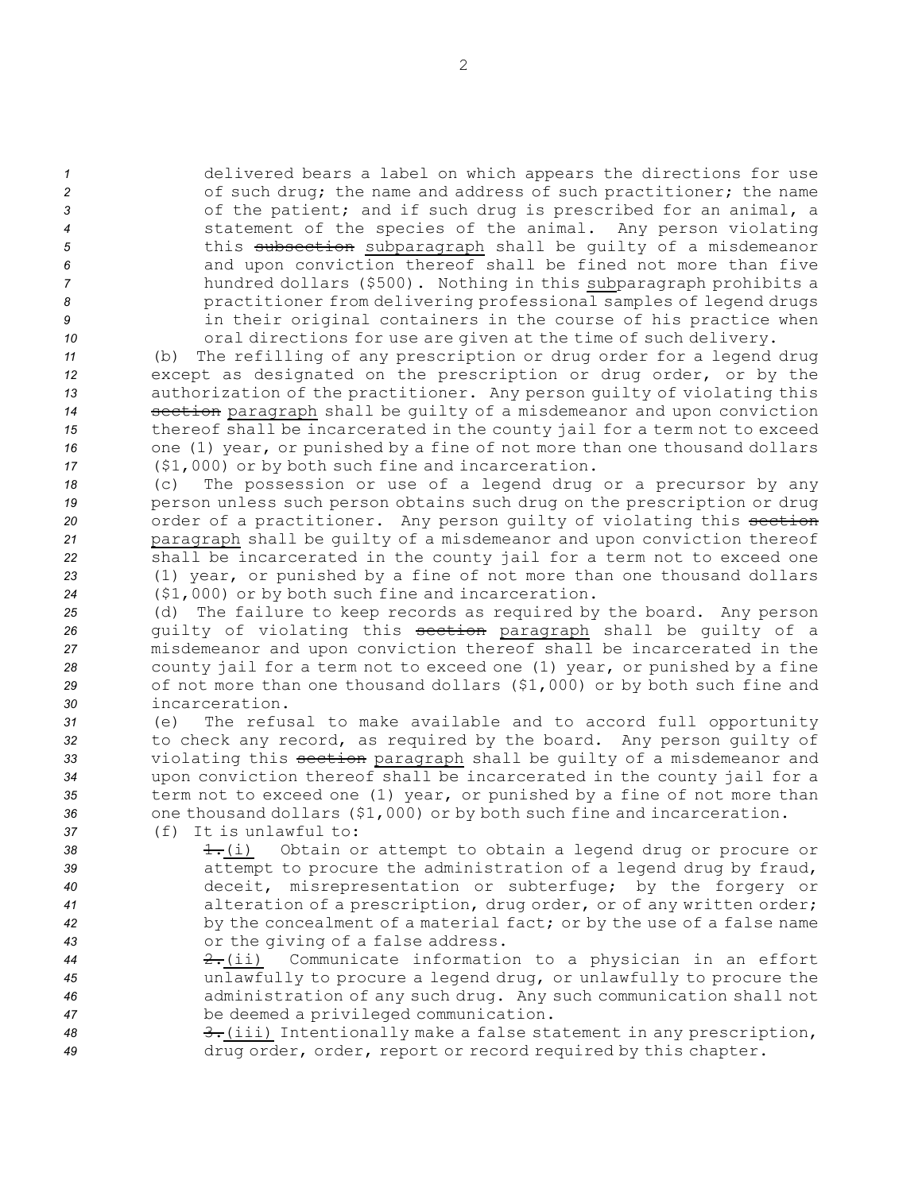delivered bears a label on which appears the directions for use of such drug; the name and address of such practitioner; the name of the patient; and if such drug is prescribed for an animal, a statement of the species of the animal. Any person violating this ~~subsection~~ <u>subparagraph</u> shall be guilty of a misdemeanor and upon conviction thereof shall be fined not more than five hundred dollars ($500). Nothing in this <u>sub</u>paragraph prohibits a practitioner from delivering professional samples of legend drugs in their original containers in the course of his practice when oral directions for use are given at the time of such delivery.

(b) The refilling of any prescription or drug order for a legend drug except as designated on the prescription or drug order, or by the authorization of the practitioner. Any person guilty of violating this ~~section~~ <u>paragraph</u> shall be guilty of a misdemeanor and upon conviction thereof shall be incarcerated in the county jail for a term not to exceed one (1) year, or punished by a fine of not more than one thousand dollars ($1,000) or by both such fine and incarceration.

(c) The possession or use of a legend drug or a precursor by any person unless such person obtains such drug on the prescription or drug order of a practitioner. Any person guilty of violating this ~~section~~ <u>paragraph</u> shall be guilty of a misdemeanor and upon conviction thereof shall be incarcerated in the county jail for a term not to exceed one (1) year, or punished by a fine of not more than one thousand dollars ($1,000) or by both such fine and incarceration.

(d) The failure to keep records as required by the board. Any person guilty of violating this ~~section~~ <u>paragraph</u> shall be guilty of a misdemeanor and upon conviction thereof shall be incarcerated in the county jail for a term not to exceed one (1) year, or punished by a fine of not more than one thousand dollars ($1,000) or by both such fine and incarceration.

(e) The refusal to make available and to accord full opportunity to check any record, as required by the board. Any person guilty of violating this ~~section~~ <u>paragraph</u> shall be guilty of a misdemeanor and upon conviction thereof shall be incarcerated in the county jail for a term not to exceed one (1) year, or punished by a fine of not more than one thousand dollars ($1,000) or by both such fine and incarceration.

(f) It is unlawful to:

~~1.~~<u>(i)</u> Obtain or attempt to obtain a legend drug or procure or attempt to procure the administration of a legend drug by fraud, deceit, misrepresentation or subterfuge; by the forgery or alteration of a prescription, drug order, or of any written order; by the concealment of a material fact; or by the use of a false name or the giving of a false address.

~~2.~~<u>(ii)</u> Communicate information to a physician in an effort unlawfully to procure a legend drug, or unlawfully to procure the administration of any such drug. Any such communication shall not be deemed a privileged communication.

~~3.~~<u>(iii)</u> Intentionally make a false statement in any prescription, drug order, order, report or record required by this chapter.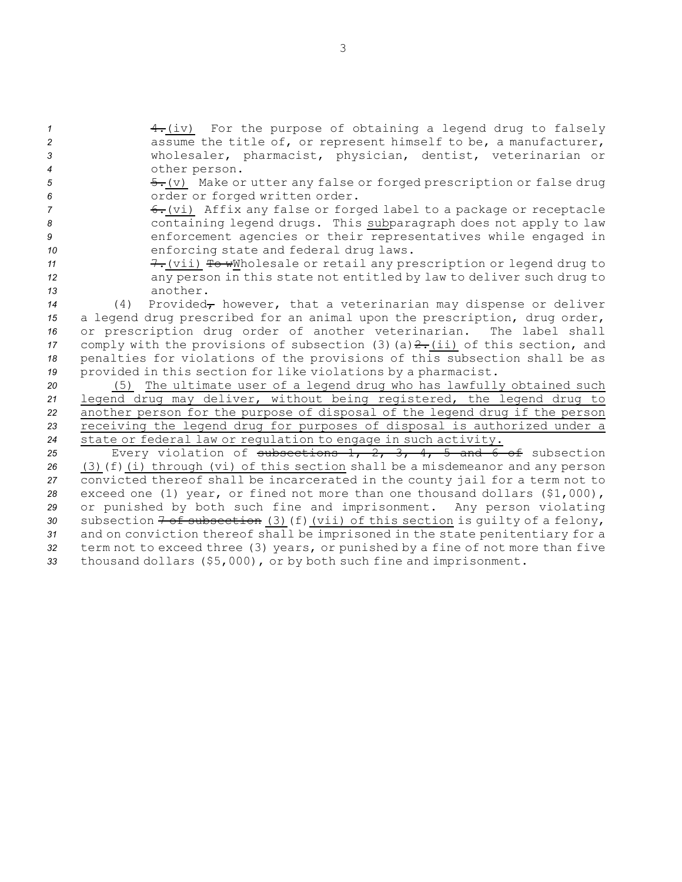~~4.~~(iv) For the purpose of obtaining a legend drug to falsely assume the title of, or represent himself to be, a manufacturer, wholesaler, pharmacist, physician, dentist, veterinarian or other person.

~~5.~~(v) Make or utter any false or forged prescription or false drug order or forged written order.

~~6.~~(vi) Affix any false or forged label to a package or receptacle containing legend drugs. This subparagraph does not apply to law enforcement agencies or their representatives while engaged in enforcing state and federal drug laws.

~~7.~~(vii) ~~To w~~Wholesale or retail any prescription or legend drug to any person in this state not entitled by law to deliver such drug to another.

(4) Provided~~,~~ however, that a veterinarian may dispense or deliver a legend drug prescribed for an animal upon the prescription, drug order, or prescription drug order of another veterinarian. The label shall comply with the provisions of subsection (3)(a)~~2.~~(ii) of this section, and penalties for violations of the provisions of this subsection shall be as provided in this section for like violations by a pharmacist.

(5) The ultimate user of a legend drug who has lawfully obtained such legend drug may deliver, without being registered, the legend drug to another person for the purpose of disposal of the legend drug if the person receiving the legend drug for purposes of disposal is authorized under a state or federal law or regulation to engage in such activity.

Every violation of ~~subsections 1, 2, 3, 4, 5 and 6 of~~ subsection (3)(f)(i) through (vi) of this section shall be a misdemeanor and any person convicted thereof shall be incarcerated in the county jail for a term not to exceed one (1) year, or fined not more than one thousand dollars ($1,000), or punished by both such fine and imprisonment. Any person violating subsection ~~7 of subsection~~ (3)(f)(vii) of this section is guilty of a felony, and on conviction thereof shall be imprisoned in the state penitentiary for a term not to exceed three (3) years, or punished by a fine of not more than five thousand dollars ($5,000), or by both such fine and imprisonment.